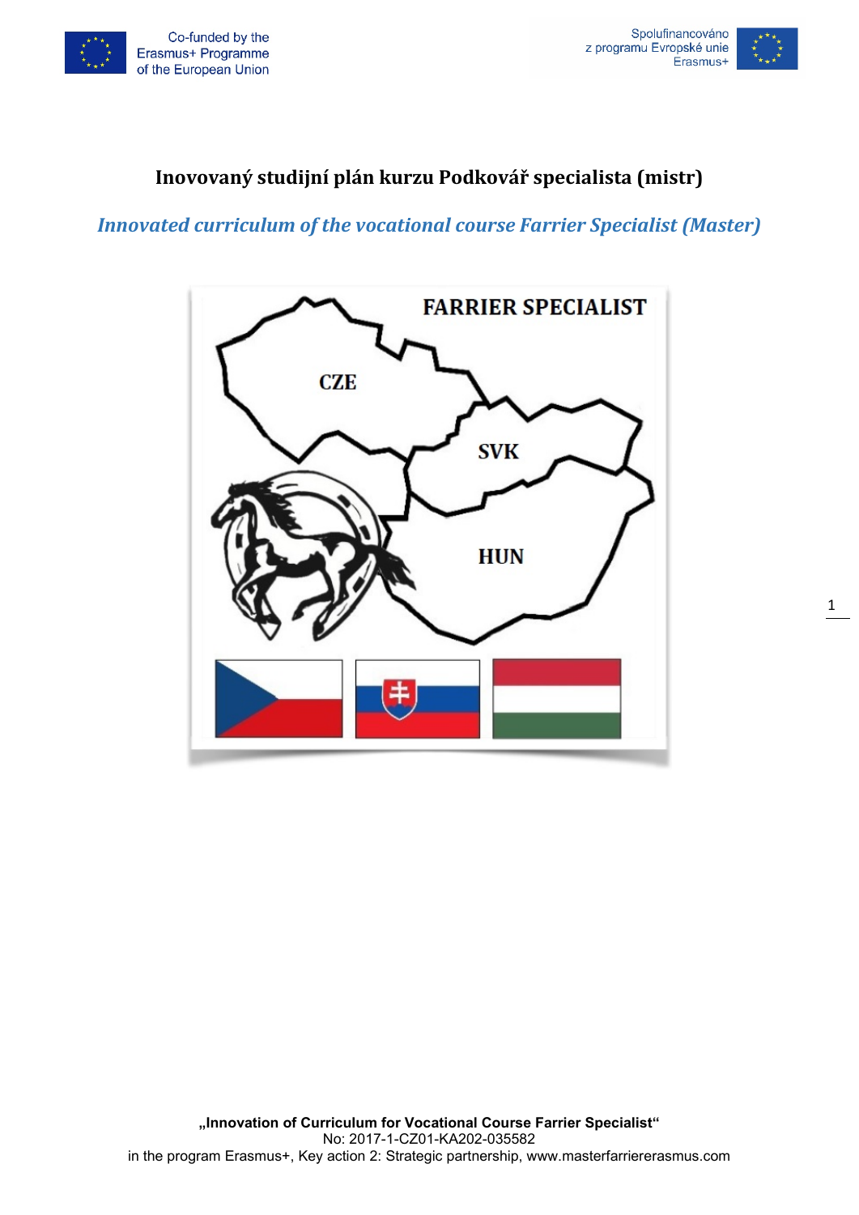# Inovovaný studijní plán kurzu Podkovář specialista (mistr)

## *Innovated curriculum of the vocational course Farrier Specialist (Master)*

„**Innovation of Curriculum for Vocational Course Farrier Specialist**“
No: 2017-1-CZ01-KA202-035582
in the program Erasmus+, Key action 2: Strategic partnership, www.masterfariererasmus.com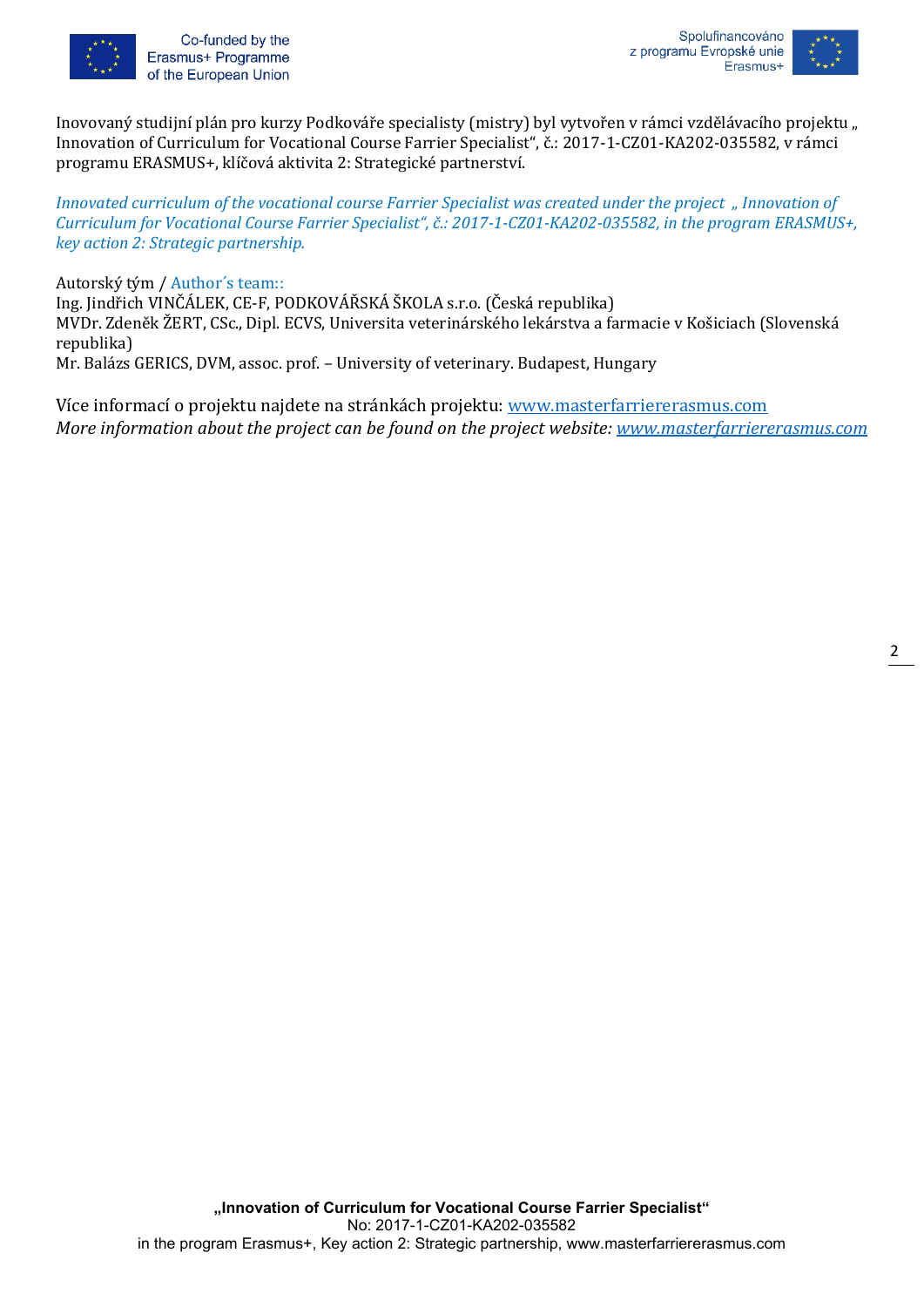Inovovaný studijní plán pro kurzy Podkováře specialisty (mistry) byl vytvořen v rámci vzdělávacího projektu „ Innovation of Curriculum for Vocational Course Farrier Specialist", č.: 2017-1-CZ01-KA202-035582, v rámci programu ERASMUS+, klíčová aktivita 2: Strategické partnerství.

*Innovated curriculum of the vocational course Farrier Specialist was created under the project „ Innovation of Curriculum for Vocational Course Farrier Specialist", č.: 2017-1-CZ01-KA202-035582, in the program ERASMUS+, key action 2: Strategic partnership.*

Autorský tým / Author´s team::
Ing. Jindřich VINČÁLEK, CE-F, PODKOVÁŘSKÁ ŠKOLA s.r.o. (Česká republika)
MVDr. Zdeněk ŽERT, CSc., Dipl. ECVS, Universita veterinárského lekárstva a farmacie v Košiciach (Slovenská republika)
Mr. Balázs GERICS, DVM, assoc. prof. – University of veterinary. Budapest, Hungary

Více informací o projektu najdete na stránkách projektu: www.masterfarriererasmus.com
*More information about the project can be found on the project website: www.masterfarriererasmus.com*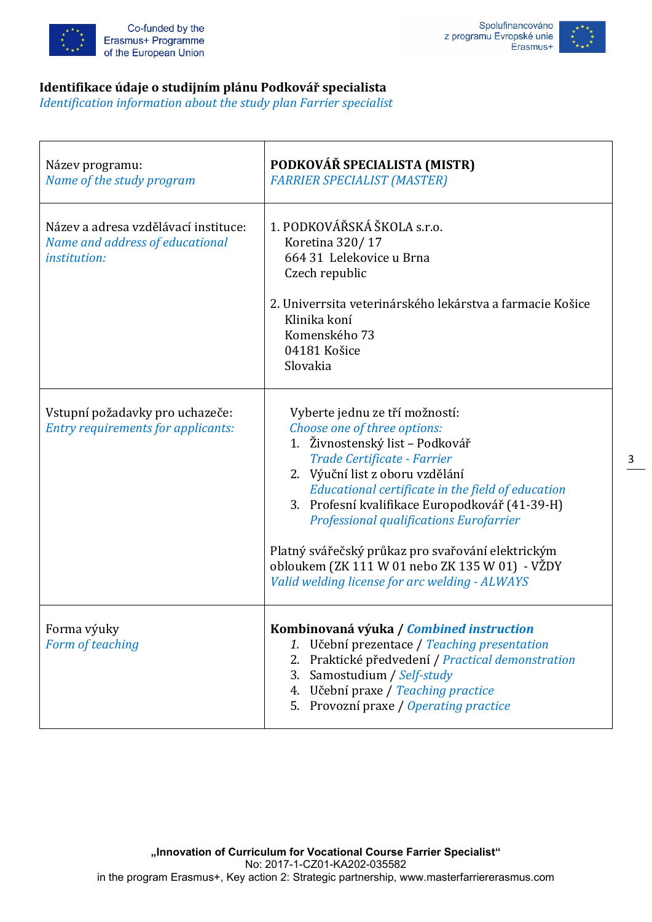**Identifikace údaje o studijním plánu Podkovář specialista**
*Identification information about the study plan Farrier specialist*

| Název programu: *Name of the study program* | **PODKOVÁŘ SPECIALISTA (MISTR)** *FARRIER SPECIALIST (MASTER)* |
|---|---|
| Název a adresa vzdělávací instituce: *Name and address of educational institution:* | 1. PODKOVÁŘSKÁ ŠKOLA s.r.o.<br>Koretina 320/ 17<br>664 31 Lelekovice u Brna<br>Czech republic<br><br>2. Univerrsita veterinárského lekárstva a farmacie Košice<br>Klinika koní<br>Komenského 73<br>04181 Košice<br>Slovakia |
| Vstupní požadavky pro uchazeče: *Entry requirements for applicants:* | Vyberte jednu ze tří možností:<br>*Choose one of three options:*<br>1. Živnostenský list – Podkovář<br>*Trade Certificate - Farrier*<br>2. Výuční list z oboru vzdělání<br>*Educational certificate in the field of education*<br>3. Profesní kvalifikace Europodkovář (41-39-H)<br>*Professional qualifications Eurofarrier*<br><br>Platný svářečský průkaz pro svařování elektrickým obloukem (ZK 111 W 01 nebo ZK 135 W 01) - VŽDY<br>*Valid welding license for arc welding - ALWAYS* |
| Forma výuky *Form of teaching* | **Kombinovaná výuka / *Combined instruction***<br>1. Učební prezentace / *Teaching presentation*<br>2. Praktické předvedení / *Practical demonstration*<br>3. Samostudium / *Self-study*<br>4. Učební praxe / *Teaching practice*<br>5. Provozní praxe / *Operating practice* |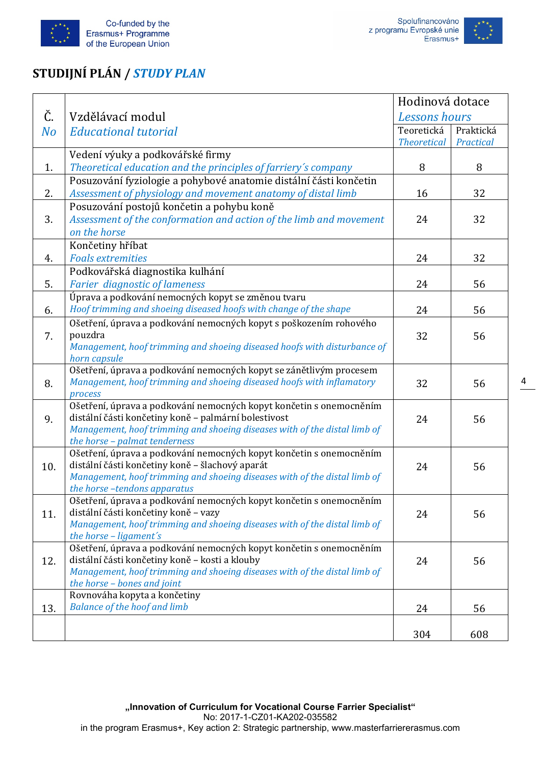# STUDIJNÍ PLÁN / *STUDY PLAN*

| Č. *No* | Vzdělávací modul *Educational tutorial* | Hodinová dotace *Lessons hours* | |
|---|---|---|---|
| | | Teoretická *Theoretical* | Praktická *Practical* |
| 1. | Vedení výuky a podkovářské firmy *Theoretical education and the principles of farriery´s company* | 8 | 8 |
| 2. | Posuzování fyziologie a pohybové anatomie distální části končetin *Assessment of physiology and movement anatomy of distal limb* | 16 | 32 |
| 3. | Posuzování postojů končetin a pohybu koně *Assessment of the conformation and action of the limb and movement on the horse* | 24 | 32 |
| 4. | Končetiny hříbat *Foals extremities* | 24 | 32 |
| 5. | Podkovářská diagnostika kulhání *Farier diagnostic of lameness* | 24 | 56 |
| 6. | Úprava a podkování nemocných kopyt se změnou tvaru *Hoof trimming and shoeing diseased hoofs with change of the shape* | 24 | 56 |
| 7. | Ošetření, úprava a podkování nemocných kopyt s poškozením rohového pouzdra *Management, hoof trimming and shoeing diseased hoofs with disturbance of horn capsule* | 32 | 56 |
| 8. | Ošetření, úprava a podkování nemocných kopyt se zánětlivým procesem *Management, hoof trimming and shoeing diseased hoofs with inflamatory process* | 32 | 56 |
| 9. | Ošetření, úprava a podkování nemocných kopyt končetin s onemocněním distální části končetiny koně – palmární bolestivost *Management, hoof trimming and shoeing diseases with of the distal limb of the horse – palmat tenderness* | 24 | 56 |
| 10. | Ošetření, úprava a podkování nemocných kopyt končetin s onemocněním distální části končetiny koně – šlachový aparát *Management, hoof trimming and shoeing diseases with of the distal limb of the horse –tendons apparatus* | 24 | 56 |
| 11. | Ošetření, úprava a podkování nemocných kopyt končetin s onemocněním distální části končetiny koně – vazy *Management, hoof trimming and shoeing diseases with of the distal limb of the horse – ligament´s* | 24 | 56 |
| 12. | Ošetření, úprava a podkování nemocných kopyt končetin s onemocněním distální části končetiny koně – kosti a klouby *Management, hoof trimming and shoeing diseases with of the distal limb of the horse – bones and joint* | 24 | 56 |
| 13. | Rovnováha kopyta a končetiny *Balance of the hoof and limb* | 24 | 56 |
| | | 304 | 608 |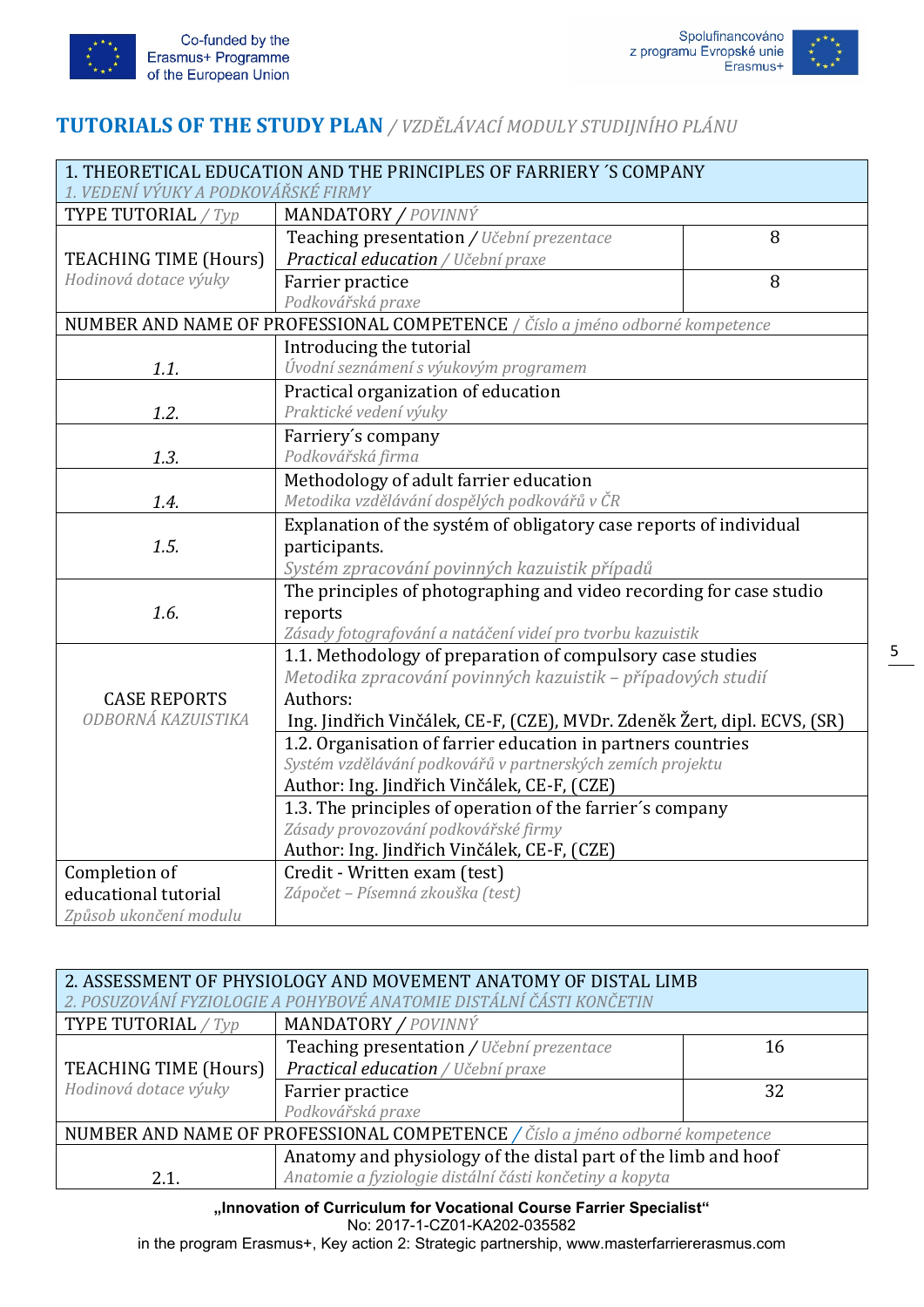## TUTORIALS OF THE STUDY PLAN / *VZDĚLÁVACÍ MODULY STUDIJNÍHO PLÁNU*

| 1. THEORETICAL EDUCATION AND THE PRINCIPLES OF FARRIERY ´S COMPANY<br>*1. VEDENÍ VÝUKY A PODKOVÁŘSKÉ FIRMY* | | |
|---|---|---|
| TYPE TUTORIAL / *Typ* | MANDATORY / *POVINNÝ* | |
| TEACHING TIME (Hours)<br>*Hodinová dotace výuky* | Teaching presentation / *Učební prezentace*<br>*Practical education* / *Učební praxe* | 8 |
| | Farrier practice<br>*Podkovářská praxe* | 8 |
| NUMBER AND NAME OF PROFESSIONAL COMPETENCE / *Číslo a jméno odborné kompetence* | | |
| *1.1.* | Introducing the tutorial<br>*Úvodní seznámení s výukovým programem* | |
| *1.2.* | Practical organization of education<br>*Praktické vedení výuky* | |
| *1.3.* | Farriery´s company<br>*Podkovářská firma* | |
| *1.4.* | Methodology of adult farrier education<br>*Metodika vzdělávání dospělých podkovářů v ČR* | |
| *1.5.* | Explanation of the systém of obligatory case reports of individual participants.<br>*Systém zpracování povinných kazuistik případů* | |
| *1.6.* | The principles of photographing and video recording for case studio reports<br>*Zásady fotografování a natáčení videí pro tvorbu kazuistik* | |
| CASE REPORTS<br>*ODBORNÁ KAZUISTIKA* | 1.1. Methodology of preparation of compulsory case studies<br>*Metodika zpracování povinných kazuistik – případových studií*<br>Authors:<br>Ing. Jindřich Vinčálek, CE-F, (CZE), MVDr. Zdeněk Žert, dipl. ECVS, (SR) | |
| | 1.2. Organisation of farrier education in partners countries<br>*Systém vzdělávání podkovářů v partnerských zemích projektu*<br>Author: Ing. Jindřich Vinčálek, CE-F, (CZE) | |
| | 1.3. The principles of operation of the farrier´s company<br>*Zásady provozování podkovářské firmy*<br>Author: Ing. Jindřich Vinčálek, CE-F, (CZE) | |
| Completion of educational tutorial<br>*Způsob ukončení modulu* | Credit - Written exam (test)<br>*Zápočet – Písemná zkouška (test)* | |

| 2. ASSESSMENT OF PHYSIOLOGY AND MOVEMENT ANATOMY OF DISTAL LIMB<br>*2. POSUZOVÁNÍ FYZIOLOGIE A POHYBOVÉ ANATOMIE DISTÁLNÍ ČÁSTI KONČETIN* | | |
|---|---|---|
| TYPE TUTORIAL / *Typ* | MANDATORY / *POVINNÝ* | |
| TEACHING TIME (Hours)<br>*Hodinová dotace výuky* | Teaching presentation / *Učební prezentace*<br>*Practical education* / *Učební praxe* | 16 |
| | Farrier practice<br>*Podkovářská praxe* | 32 |
| NUMBER AND NAME OF PROFESSIONAL COMPETENCE / *Číslo a jméno odborné kompetence* | | |
| 2.1. | Anatomy and physiology of the distal part of the limb and hoof<br>*Anatomie a fyziologie distální části končetiny a kopyta* | |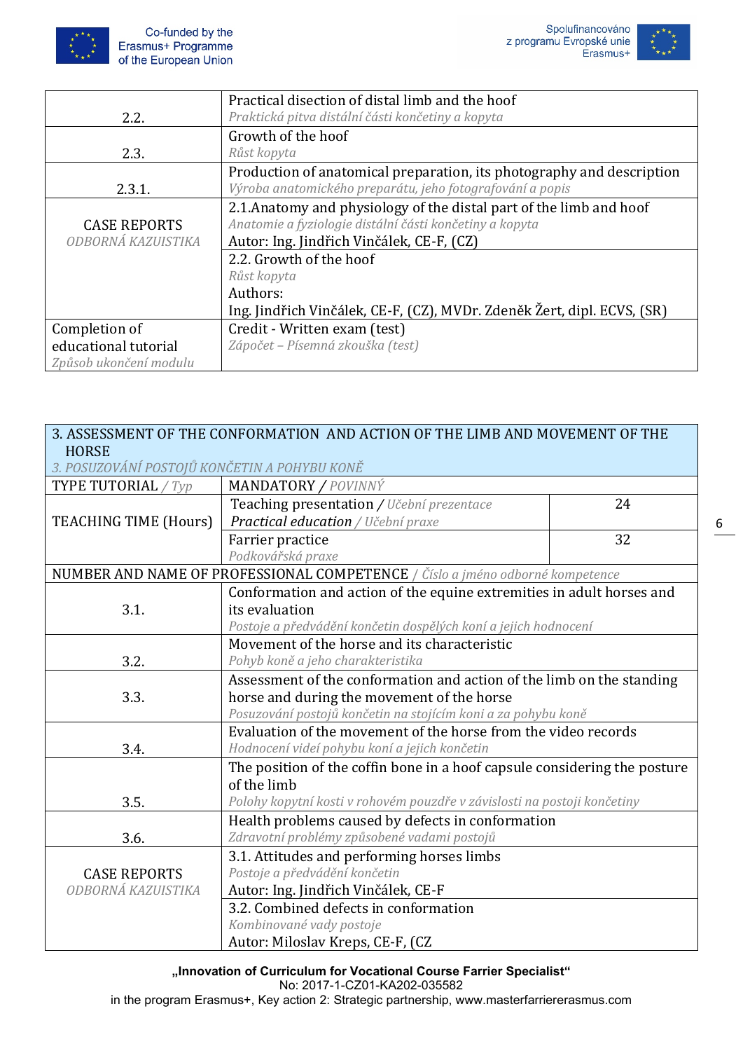| | |
|---|---|
| 2.2. | Practical disection of distal limb and the hoof<br>*Praktická pitva distální části končetiny a kopyta* |
| 2.3. | Growth of the hoof<br>*Růst kopyta* |
| 2.3.1. | Production of anatomical preparation, its photography and description<br>*Výroba anatomického preparátu, jeho fotografování a popis* |
| CASE REPORTS<br>*ODBORNÁ KAZUISTIKA* | 2.1.Anatomy and physiology of the distal part of the limb and hoof<br>*Anatomie a fyziologie distální části končetiny a kopyta*<br>Autor: Ing. Jindřich Vinčálek, CE-F, (CZ) |
| | 2.2. Growth of the hoof<br>*Růst kopyta*<br>Authors:<br>Ing. Jindřich Vinčálek, CE-F, (CZ), MVDr. Zdeněk Žert, dipl. ECVS, (SR) |
| Completion of educational tutorial<br>*Způsob ukončení modulu* | Credit - Written exam (test)<br>*Zápočet – Písemná zkouška (test)* |

| 3. ASSESSMENT OF THE CONFORMATION AND ACTION OF THE LIMB AND MOVEMENT OF THE HORSE<br>*3. POSUZOVÁNÍ POSTOJŮ KONČETIN A POHYBU KONĚ* | | |
|---|---|---|
| TYPE TUTORIAL / *Typ* | MANDATORY / *POVINNÝ* | |
| TEACHING TIME (Hours) | Teaching presentation / *Učební prezentace*<br>*Practical education* / *Učební praxe* | 24 |
| | Farrier practice<br>*Podkovářská praxe* | 32 |
| NUMBER AND NAME OF PROFESSIONAL COMPETENCE / *Číslo a jméno odborné kompetence* | | |
| 3.1. | Conformation and action of the equine extremities in adult horses and its evaluation<br>*Postoje a předvádění končetin dospělých koní a jejich hodnocení* | |
| 3.2. | Movement of the horse and its characteristic<br>*Pohyb koně a jeho charakteristika* | |
| 3.3. | Assessment of the conformation and action of the limb on the standing horse and during the movement of the horse<br>*Posuzování postojů končetin na stojícím koni a za pohybu koně* | |
| 3.4. | Evaluation of the movement of the horse from the video records<br>*Hodnocení videí pohybu koní a jejich končetin* | |
| 3.5. | The position of the coffin bone in a hoof capsule considering the posture of the limb<br>*Polohy kopytní kosti v rohovém pouzdře v závislosti na postoji končetiny* | |
| 3.6. | Health problems caused by defects in conformation<br>*Zdravotní problémy způsobené vadami postojů* | |
| CASE REPORTS<br>*ODBORNÁ KAZUISTIKA* | 3.1. Attitudes and performing horses limbs<br>*Postoje a předvádění končetin*<br>Autor: Ing. Jindřich Vinčálek, CE-F | |
| | 3.2. Combined defects in conformation<br>*Kombinované vady postoje*<br>Autor: Miloslav Kreps, CE-F, (CZ | |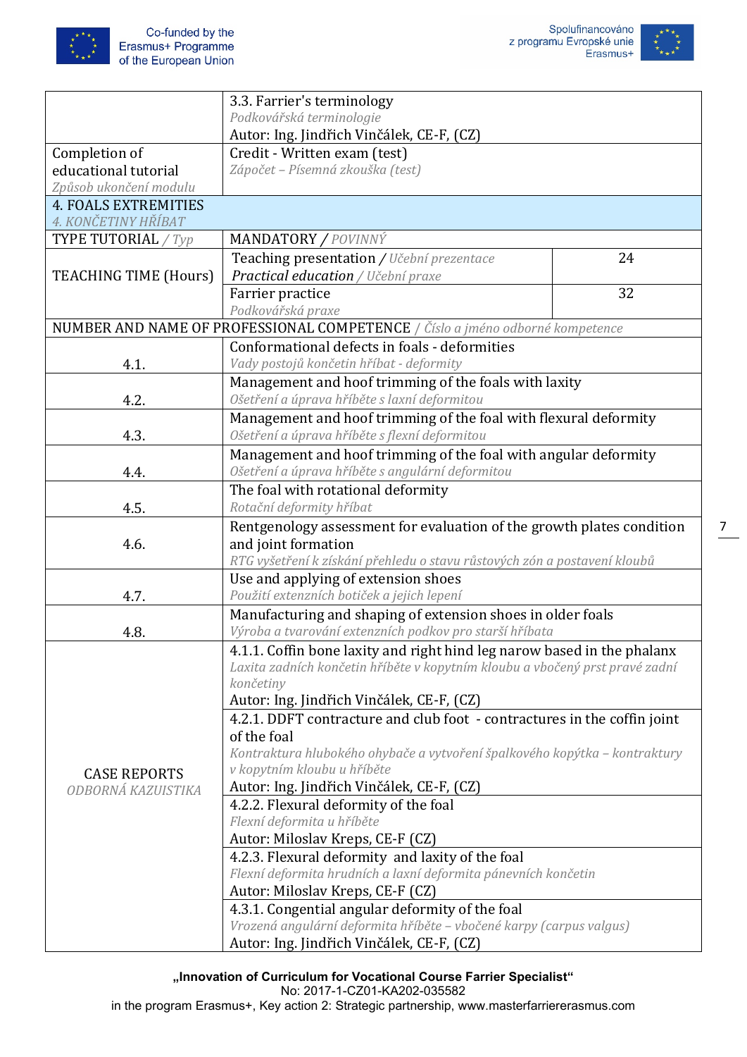| | | |
|---|---|---|
| | 3.3. Farrier's terminology<br>*Podkovářská terminologie*<br>Autor: Ing. Jindřich Vinčálek, CE-F, (CZ) | |
| Completion of educational tutorial<br>*Způsob ukončení modulu* | Credit - Written exam (test)<br>*Zápočet – Písemná zkouška (test)* | |
| 4. FOALS EXTREMITIES<br>*4. KONČETINY HŘÍBAT* | | |
| TYPE TUTORIAL / *Typ* | MANDATORY / *POVINNÝ* | |
| TEACHING TIME (Hours) | Teaching presentation / *Učební prezentace*<br>*Practical education / Učební praxe* | 24 |
| | Farrier practice<br>*Podkovářská praxe* | 32 |
| NUMBER AND NAME OF PROFESSIONAL COMPETENCE / *Číslo a jméno odborné kompetence* | | |
| 4.1. | Conformational defects in foals - deformities<br>*Vady postojů končetin hříbat - deformity* | |
| 4.2. | Management and hoof trimming of the foals with laxity<br>*Ošetření a úprava hříběte s laxní deformitou* | |
| 4.3. | Management and hoof trimming of the foal with flexural deformity<br>*Ošetření a úprava hříběte s flexní deformitou* | |
| 4.4. | Management and hoof trimming of the foal with angular deformity<br>*Ošetření a úprava hříběte s angulární deformitou* | |
| 4.5. | The foal with rotational deformity<br>*Rotační deformity hříbat* | |
| 4.6. | Rentgenology assessment for evaluation of the growth plates condition and joint formation<br>*RTG vyšetření k získání přehledu o stavu růstových zón a postavení kloubů* | |
| 4.7. | Use and applying of extension shoes<br>*Použití extenzních botiček a jejich lepení* | |
| 4.8. | Manufacturing and shaping of extension shoes in older foals<br>*Výroba a tvarování extenzních podkov pro starší hříbata* | |
| CASE REPORTS<br>*ODBORNÁ KAZUISTIKA* | 4.1.1. Coffin bone laxity and right hind leg narow based in the phalanx<br>*Laxita zadních končetin hříběte v kopytním kloubu a vbočený prst pravé zadní končetiny*<br>Autor: Ing. Jindřich Vinčálek, CE-F, (CZ) | |
| | 4.2.1. DDFT contracture and club foot - contractures in the coffin joint of the foal<br>*Kontraktura hlubokého ohybače a vytvoření špalkového kopýtka – kontraktury v kopytním kloubu u hříběte*<br>Autor: Ing. Jindřich Vinčálek, CE-F, (CZ) | |
| | 4.2.2. Flexural deformity of the foal<br>*Flexní deformita u hříběte*<br>Autor: Miloslav Kreps, CE-F (CZ) | |
| | 4.2.3. Flexural deformity and laxity of the foal<br>*Flexní deformita hrudních a laxní deformita pánevních končetin*<br>Autor: Miloslav Kreps, CE-F (CZ) | |
| | 4.3.1. Congential angular deformity of the foal<br>*Vrozená angulární deformita hříběte – vbočené karpy (carpus valgus)*<br>Autor: Ing. Jindřich Vinčálek, CE-F, (CZ) | |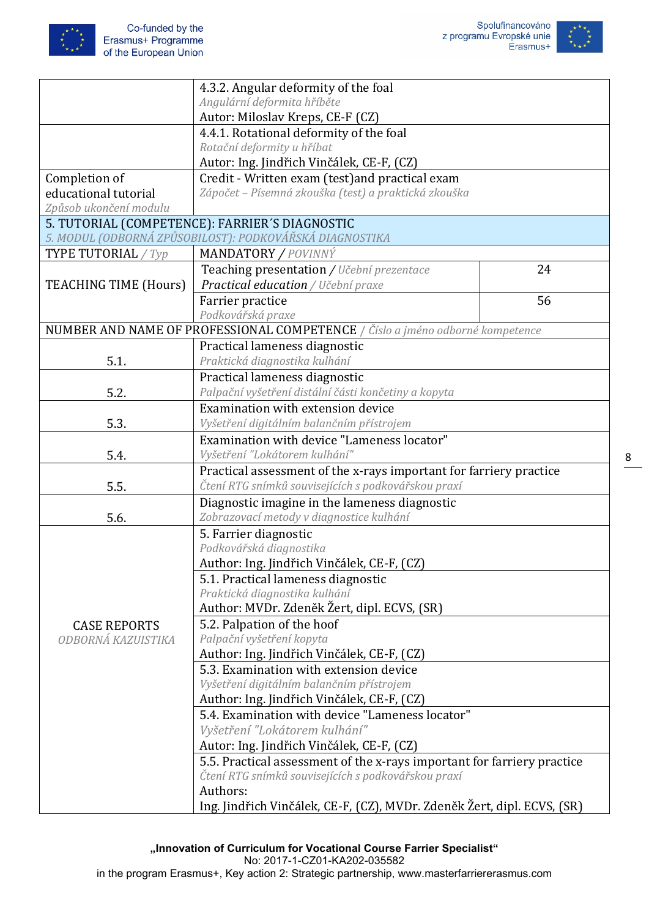| | | |
|---|---|---|
| | 4.3.2. Angular deformity of the foal<br>*Angulární deformita hříběte*<br>Autor: Miloslav Kreps, CE-F (CZ) | |
| | 4.4.1. Rotational deformity of the foal<br>*Rotační deformity u hříbat*<br>Autor: Ing. Jindřich Vinčálek, CE-F, (CZ) | |
| Completion of educational tutorial<br>*Způsob ukončení modulu* | Credit - Written exam (test)and practical exam<br>*Zápočet – Písemná zkouška (test) a praktická zkouška* | |
| **5. TUTORIAL (COMPETENCE): FARRIER´S DIAGNOSTIC**<br>*5. MODUL (ODBORNÁ ZPŮSOBILOST): PODKOVÁŘSKÁ DIAGNOSTIKA* | | |
| TYPE TUTORIAL / *Typ* | MANDATORY / *POVINNÝ* | |
| TEACHING TIME (Hours) | Teaching presentation / *Učební prezentace*<br>*Practical education* / *Učební praxe* | 24 |
| | Farrier practice<br>*Podkovářská praxe* | 56 |
| NUMBER AND NAME OF PROFESSIONAL COMPETENCE / *Číslo a jméno odborné kompetence* | | |
| 5.1. | Practical lameness diagnostic<br>*Praktická diagnostika kulhání* | |
| 5.2. | Practical lameness diagnostic<br>*Palpační vyšetření distální části končetiny a kopyta* | |
| 5.3. | Examination with extension device<br>*Vyšetření digitálním balančním přístrojem* | |
| 5.4. | Examination with device "Lameness locator"<br>*Vyšetření "Lokátorem kulhání"* | |
| 5.5. | Practical assessment of the x-rays important for farriery practice<br>*Čtení RTG snímků souvisejících s podkovářskou praxí* | |
| 5.6. | Diagnostic imagine in the lameness diagnostic<br>*Zobrazovací metody v diagnostice kulhání* | |
| CASE REPORTS<br>*ODBORNÁ KAZUISTIKA* | 5. Farrier diagnostic<br>*Podkovářská diagnostika*<br>Author: Ing. Jindřich Vinčálek, CE-F, (CZ) | |
| | 5.1. Practical lameness diagnostic<br>*Praktická diagnostika kulhání*<br>Author: MVDr. Zdeněk Žert, dipl. ECVS, (SR) | |
| | 5.2. Palpation of the hoof<br>*Palpační vyšetření kopyta*<br>Author: Ing. Jindřich Vinčálek, CE-F, (CZ) | |
| | 5.3. Examination with extension device<br>*Vyšetření digitálním balančním přístrojem*<br>Author: Ing. Jindřich Vinčálek, CE-F, (CZ) | |
| | 5.4. Examination with device "Lameness locator"<br>*Vyšetření "Lokátorem kulhání"*<br>Autor: Ing. Jindřich Vinčálek, CE-F, (CZ) | |
| | 5.5. Practical assessment of the x-rays important for farriery practice<br>*Čtení RTG snímků souvisejících s podkovářskou praxí*<br>Authors:<br>Ing. Jindřich Vinčálek, CE-F, (CZ), MVDr. Zdeněk Žert, dipl. ECVS, (SR) | |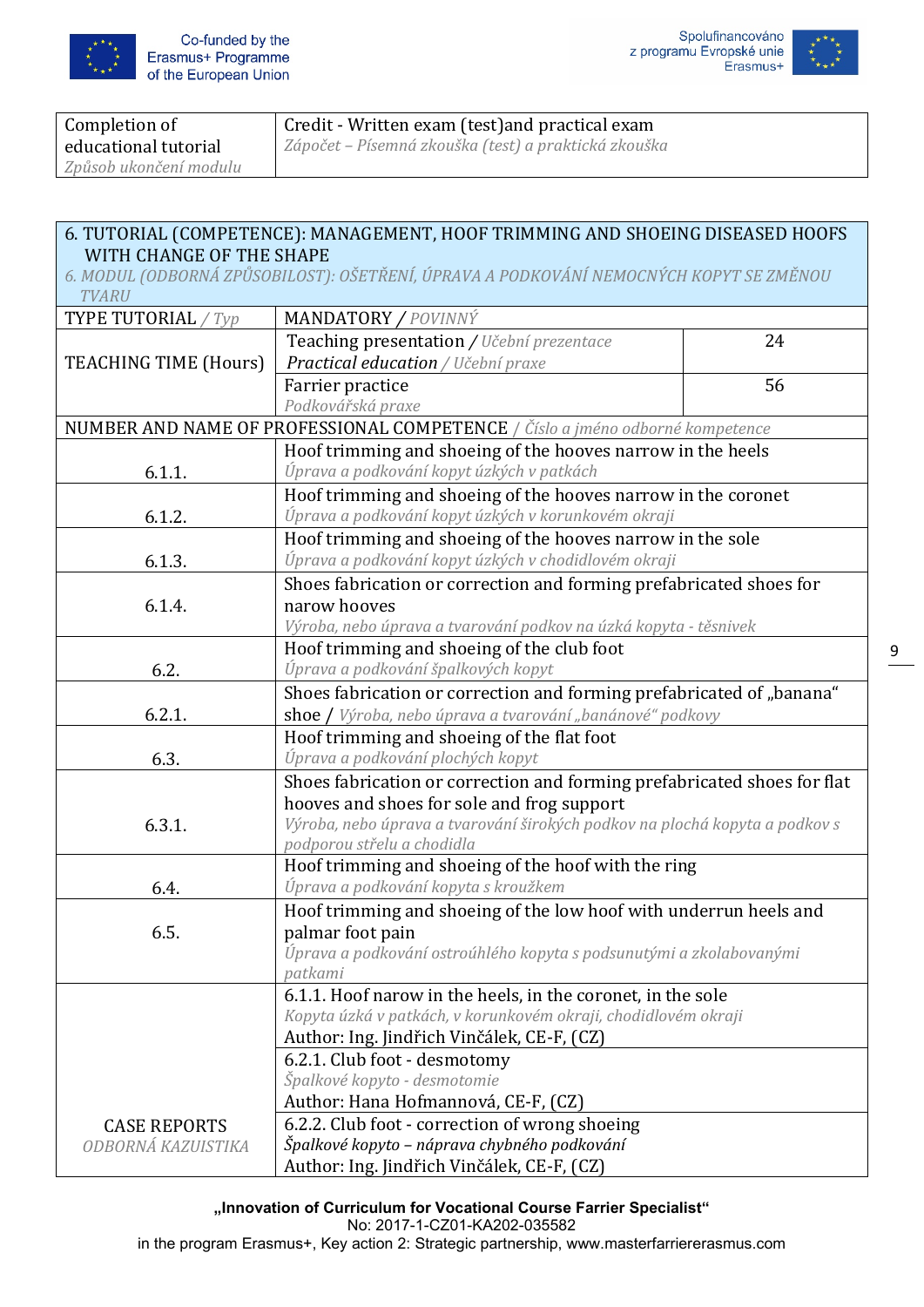| Completion of educational tutorial *Způsob ukončení modulu* | Credit - Written exam (test)and practical exam *Zápočet – Písemná zkouška (test) a praktická zkouška* |
|---|---|

| 6. TUTORIAL (COMPETENCE): MANAGEMENT, HOOF TRIMMING AND SHOEING DISEASED HOOFS WITH CHANGE OF THE SHAPE *6. MODUL (ODBORNÁ ZPŮSOBILOST): OŠETŘENÍ, ÚPRAVA A PODKOVÁNÍ NEMOCNÝCH KOPYT SE ZMĚNOU TVARU* | | |
|---|---|---|
| TYPE TUTORIAL / *Typ* | MANDATORY / *POVINNÝ* | |
| TEACHING TIME (Hours) | Teaching presentation / *Učební prezentace* *Practical education / Učební praxe* | 24 |
| | Farrier practice *Podkovářská praxe* | 56 |
| NUMBER AND NAME OF PROFESSIONAL COMPETENCE / *Číslo a jméno odborné kompetence* | | |
| 6.1.1. | Hoof trimming and shoeing of the hooves narrow in the heels *Úprava a podkování kopyt úzkých v patkách* | |
| 6.1.2. | Hoof trimming and shoeing of the hooves narrow in the coronet *Úprava a podkování kopyt úzkých v korunkovém okraji* | |
| 6.1.3. | Hoof trimming and shoeing of the hooves narrow in the sole *Úprava a podkování kopyt úzkých v chodidlovém okraji* | |
| 6.1.4. | Shoes fabrication or correction and forming prefabricated shoes for narow hooves *Výroba, nebo úprava a tvarování podkov na úzká kopyta - těsnivek* | |
| 6.2. | Hoof trimming and shoeing of the club foot *Úprava a podkování špalkových kopyt* | |
| 6.2.1. | Shoes fabrication or correction and forming prefabricated of „banana“ shoe / *Výroba, nebo úprava a tvarování „banánové“ podkovy* | |
| 6.3. | Hoof trimming and shoeing of the flat foot *Úprava a podkování plochých kopyt* | |
| 6.3.1. | Shoes fabrication or correction and forming prefabricated shoes for flat hooves and shoes for sole and frog support *Výroba, nebo úprava a tvarování širokých podkov na plochá kopyta a podkov s podporou střelu a chodidla* | |
| 6.4. | Hoof trimming and shoeing of the hoof with the ring *Úprava a podkování kopyta s kroužkem* | |
| 6.5. | Hoof trimming and shoeing of the low hoof with underrun heels and palmar foot pain *Úprava a podkování ostroúhlého kopyta s podsunutými a zkolabovanými patkami* | |
| CASE REPORTS *ODBORNÁ KAZUISTIKA* | 6.1.1. Hoof narow in the heels, in the coronet, in the sole *Kopyta úzká v patkách, v korunkovém okraji, chodidlovém okraji* Author: Ing. Jindřich Vinčálek, CE-F, (CZ) | |
| | 6.2.1. Club foot - desmotomy *Špalkové kopyto - desmotomie* Author: Hana Hofmannová, CE-F, (CZ) | |
| | 6.2.2. Club foot - correction of wrong shoeing *Špalkové kopyto – náprava chybného podkování* Author: Ing. Jindřich Vinčálek, CE-F, (CZ) | |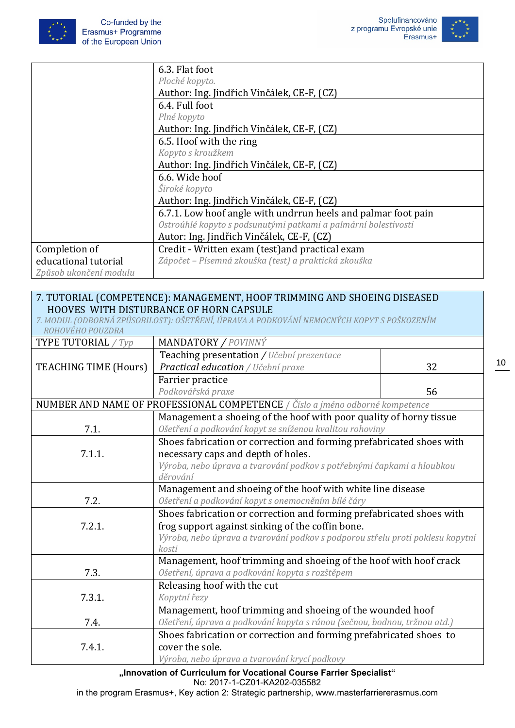| | |
|---|---|
| | 6.3. Flat foot<br>*Ploché kopyto.*<br>Author: Ing. Jindřich Vinčálek, CE-F, (CZ) |
| | 6.4. Full foot<br>*Plné kopyto*<br>Author: Ing. Jindřich Vinčálek, CE-F, (CZ) |
| | 6.5. Hoof with the ring<br>*Kopyto s kroužkem*<br>Author: Ing. Jindřich Vinčálek, CE-F, (CZ) |
| | 6.6. Wide hoof<br>*Široké kopyto*<br>Author: Ing. Jindřich Vinčálek, CE-F, (CZ) |
| | 6.7.1. Low hoof angle with undrrun heels and palmar foot pain<br>*Ostroúhlé kopyto s podsunutými patkami a palmární bolestivosti*<br>Autor: Ing. Jindřich Vinčálek, CE-F, (CZ) |
| Completion of educational tutorial<br>*Způsob ukončení modulu* | Credit - Written exam (test)and practical exam<br>*Zápočet – Písemná zkouška (test) a praktická zkouška* |

| 7. TUTORIAL (COMPETENCE): MANAGEMENT, HOOF TRIMMING AND SHOEING DISEASED HOOVES WITH DISTURBANCE OF HORN CAPSULE<br>*7. MODUL (ODBORNÁ ZPŮSOBILOST): OŠETŘENÍ, ÚPRAVA A PODKOVÁNÍ NEMOCNÝCH KOPYT S POŠKOZENÍM ROHOVÉHO POUZDRA* | | |
|---|---|---|
| TYPE TUTORIAL / *Typ* | MANDATORY / *POVINNÝ* | |
| TEACHING TIME (Hours) | Teaching presentation / *Učební prezentace*<br>*Practical education* / *Učební praxe* | 32 |
| | Farrier practice<br>*Podkovářská praxe* | 56 |
| NUMBER AND NAME OF PROFESSIONAL COMPETENCE / *Číslo a jméno odborné kompetence* | | |
| 7.1. | Management a shoeing of the hoof with poor quality of horny tissue<br>*Ošetření a podkování kopyt se sníženou kvalitou rohoviny* | |
| 7.1.1. | Shoes fabrication or correction and forming prefabricated shoes with necessary caps and depth of holes.<br>*Výroba, nebo úprava a tvarování podkov s potřebnými čapkami a hloubkou děrování* | |
| 7.2. | Management and shoeing of the hoof with white line disease<br>*Ošetření a podkování kopyt s onemocněním bílé čáry* | |
| 7.2.1. | Shoes fabrication or correction and forming prefabricated shoes with frog support against sinking of the coffin bone.<br>*Výroba, nebo úprava a tvarování podkov s podporou střelu proti poklesu kopytní kosti* | |
| 7.3. | Management, hoof trimming and shoeing of the hoof with hoof crack<br>*Ošetření, úprava a podkování kopyta s rozštěpem* | |
| 7.3.1. | Releasing hoof with the cut<br>*Kopytní řezy* | |
| 7.4. | Management, hoof trimming and shoeing of the wounded hoof<br>*Ošetření, úprava a podkování kopyta s ránou (sečnou, bodnou, tržnou atd.)* | |
| 7.4.1. | Shoes fabrication or correction and forming prefabricated shoes to cover the sole.<br>*Výroba, nebo úprava a tvarování krycí podkovy* | |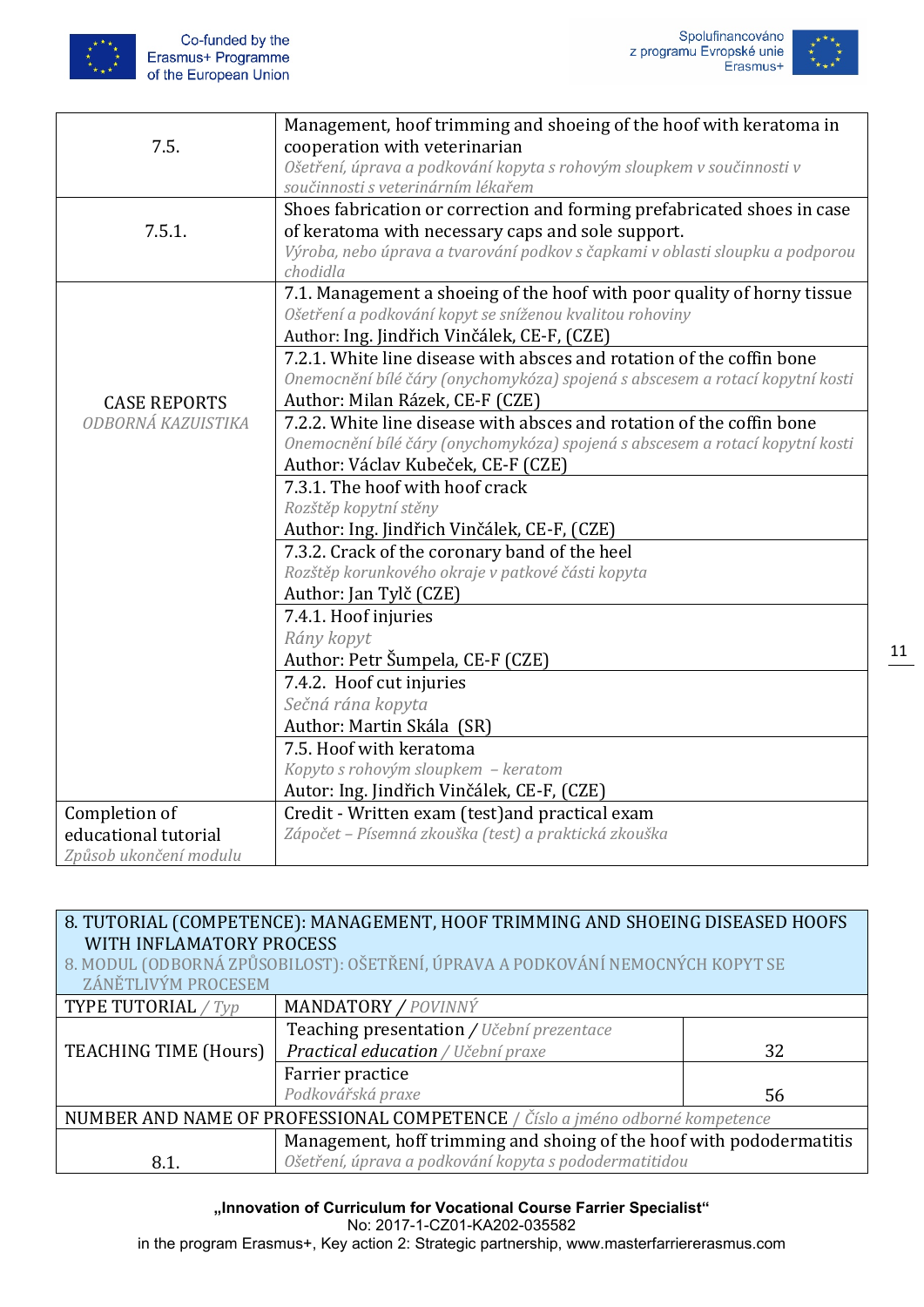| | |
|---|---|
| 7.5. | Management, hoof trimming and shoeing of the hoof with keratoma in cooperation with veterinarian<br>*Ošetření, úprava a podkování kopyta s rohovým sloupkem v součinnosti v součinnosti s veterinárním lékařem* |
| 7.5.1. | Shoes fabrication or correction and forming prefabricated shoes in case of keratoma with necessary caps and sole support.<br>*Výroba, nebo úprava a tvarování podkov s čapkami v oblasti sloupku a podporou chodidla* |
| CASE REPORTS<br>*ODBORNÁ KAZUISTIKA* | 7.1. Management a shoeing of the hoof with poor quality of horny tissue<br>*Ošetření a podkování kopyt se sníženou kvalitou rohoviny*<br>Author: Ing. Jindřich Vinčálek, CE-F, (CZE) |
| | 7.2.1. White line disease with absces and rotation of the coffin bone<br>*Onemocnění bílé čáry (onychomykóza) spojená s abscesem a rotací kopytní kosti*<br>Author: Milan Rázek, CE-F (CZE) |
| | 7.2.2. White line disease with absces and rotation of the coffin bone<br>*Onemocnění bílé čáry (onychomykóza) spojená s abscesem a rotací kopytní kosti*<br>Author: Václav Kubeček, CE-F (CZE) |
| | 7.3.1. The hoof with hoof crack<br>*Rozštěp kopytní stěny*<br>Author: Ing. Jindřich Vinčálek, CE-F, (CZE) |
| | 7.3.2. Crack of the coronary band of the heel<br>*Rozštěp korunkového okraje v patkové části kopyta*<br>Author: Jan Tylč (CZE) |
| | 7.4.1. Hoof injuries<br>*Rány kopyt*<br>Author: Petr Šumpela, CE-F (CZE) |
| | 7.4.2. Hoof cut injuries<br>*Sečná rána kopyta*<br>Author: Martin Skála (SR) |
| | 7.5. Hoof with keratoma<br>*Kopyto s rohovým sloupkem – keratom*<br>Autor: Ing. Jindřich Vinčálek, CE-F, (CZE) |
| Completion of educational tutorial<br>*Způsob ukončení modulu* | Credit - Written exam (test)and practical exam<br>*Zápočet – Písemná zkouška (test) a praktická zkouška* |

| 8. TUTORIAL (COMPETENCE): MANAGEMENT, HOOF TRIMMING AND SHOEING DISEASED HOOFS WITH INFLAMATORY PROCESS<br>*8. MODUL (ODBORNÁ ZPŮSOBILOST): OŠETŘENÍ, ÚPRAVA A PODKOVÁNÍ NEMOCNÝCH KOPYT SE ZÁNĚTLIVÝM PROCESEM* | | |
|---|---|---|
| TYPE TUTORIAL / *Typ* | MANDATORY / *POVINNÝ* | |
| TEACHING TIME (Hours) | Teaching presentation / *Učební prezentace*<br>*Practical education / Učební praxe* | 32 |
| | Farrier practice<br>*Podkovářská praxe* | 56 |
| NUMBER AND NAME OF PROFESSIONAL COMPETENCE / *Číslo a jméno odborné kompetence* | | |
| 8.1. | Management, hoff trimming and shoing of the hoof with pododermatitis<br>*Ošetření, úprava a podkování kopyta s pododermatitidou* | |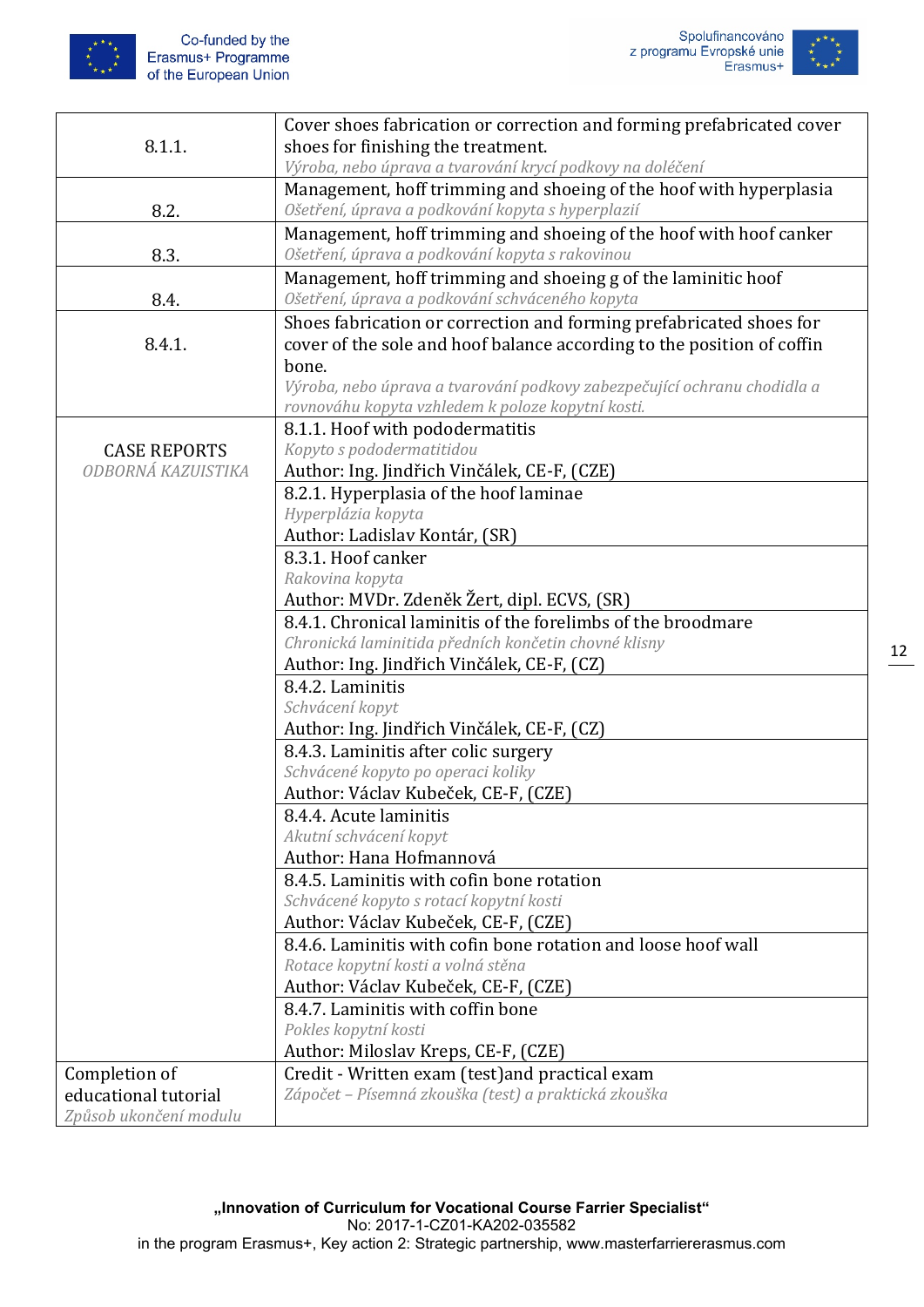| | |
|---|---|
| 8.1.1. | Cover shoes fabrication or correction and forming prefabricated cover shoes for finishing the treatment.<br>*Výroba, nebo úprava a tvarování krycí podkovy na doléčení* |
| 8.2. | Management, hoff trimming and shoeing of the hoof with hyperplasia<br>*Ošetření, úprava a podkování kopyta s hyperplazií* |
| 8.3. | Management, hoff trimming and shoeing of the hoof with hoof canker<br>*Ošetření, úprava a podkování kopyta s rakovinou* |
| 8.4. | Management, hoff trimming and shoeing g of the laminitic hoof<br>*Ošetření, úprava a podkování schváceného kopyta* |
| 8.4.1. | Shoes fabrication or correction and forming prefabricated shoes for cover of the sole and hoof balance according to the position of coffin bone.<br>*Výroba, nebo úprava a tvarování podkovy zabezpečující ochranu chodidla a rovnováhu kopyta vzhledem k poloze kopytní kosti.* |
| CASE REPORTS<br>*ODBORNÁ KAZUISTIKA* | 8.1.1. Hoof with pododermatitis<br>*Kopyto s pododermatitidou*<br>Author: Ing. Jindřich Vinčálek, CE-F, (CZE) |
| | 8.2.1. Hyperplasia of the hoof laminae<br>*Hyperplázia kopyta*<br>Author: Ladislav Kontár, (SR) |
| | 8.3.1. Hoof canker<br>*Rakovina kopyta*<br>Author: MVDr. Zdeněk Žert, dipl. ECVS, (SR) |
| | 8.4.1. Chronical laminitis of the forelimbs of the broodmare<br>*Chronická laminitida předních končetin chovné klisny*<br>Author: Ing. Jindřich Vinčálek, CE-F, (CZ) |
| | 8.4.2. Laminitis<br>*Schvácení kopyt*<br>Author: Ing. Jindřich Vinčálek, CE-F, (CZ) |
| | 8.4.3. Laminitis after colic surgery<br>*Schvácené kopyto po operaci koliky*<br>Author: Václav Kubeček, CE-F, (CZE) |
| | 8.4.4. Acute laminitis<br>*Akutní schvácení kopyt*<br>Author: Hana Hofmannová |
| | 8.4.5. Laminitis with cofin bone rotation<br>*Schvácené kopyto s rotací kopytní kosti*<br>Author: Václav Kubeček, CE-F, (CZE) |
| | 8.4.6. Laminitis with cofin bone rotation and loose hoof wall<br>*Rotace kopytní kosti a volná stěna*<br>Author: Václav Kubeček, CE-F, (CZE) |
| | 8.4.7. Laminitis with coffin bone<br>*Pokles kopytní kosti*<br>Author: Miloslav Kreps, CE-F, (CZE) |
| Completion of educational tutorial<br>*Způsob ukončení modulu* | Credit - Written exam (test)and practical exam<br>*Zápočet – Písemná zkouška (test) a praktická zkouška* |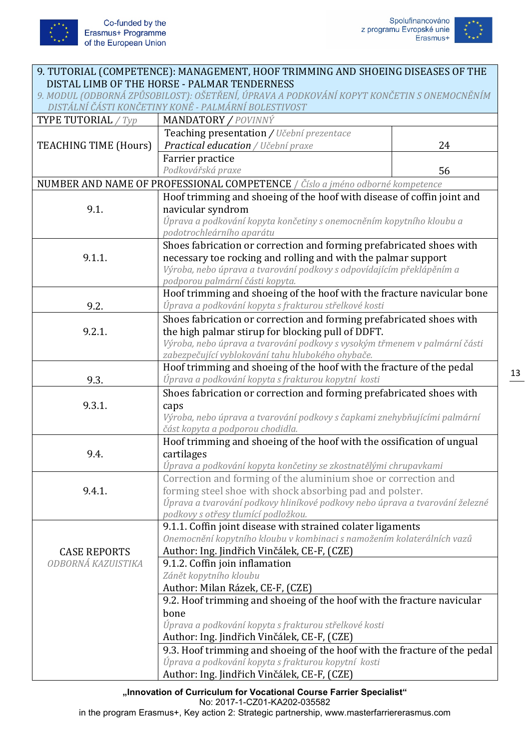| 9. TUTORIAL (COMPETENCE): MANAGEMENT, HOOF TRIMMING AND SHOEING DISEASES OF THE DISTAL LIMB OF THE HORSE - PALMAR TENDERNESS<br>*9. MODUL (ODBORNÁ ZPŮSOBILOST): OŠETŘENÍ, ÚPRAVA A PODKOVÁNÍ KOPYT KONČETIN S ONEMOCNĚNÍM DISTÁLNÍ ČÁSTI KONČETINY KONĚ - PALMÁRNÍ BOLESTIVOST* | | |
|---|---|---|
| TYPE TUTORIAL / *Typ* | MANDATORY / *POVINNÝ* | |
| TEACHING TIME (Hours) | Teaching presentation / *Učební prezentace*<br>*Practical education* / *Učební praxe* | 24 |
| | Farrier practice<br>*Podkovářská praxe* | 56 |
| NUMBER AND NAME OF PROFESSIONAL COMPETENCE / *Číslo a jméno odborné kompetence* | | |
| 9.1. | Hoof trimming and shoeing of the hoof with disease of coffin joint and navicular syndrom<br>*Úprava a podkování kopyta končetiny s onemocněním kopytního kloubu a podotrochleárního aparátu* | |
| 9.1.1. | Shoes fabrication or correction and forming prefabricated shoes with necessary toe rocking and rolling and with the palmar support<br>*Výroba, nebo úprava a tvarování podkovy s odpovídajícím překlápěním a podporou palmární části kopyta.* | |
| 9.2. | Hoof trimming and shoeing of the hoof with the fracture navicular bone<br>*Úprava a podkování kopyta s frakturou střelkové kosti* | |
| 9.2.1. | Shoes fabrication or correction and forming prefabricated shoes with the high palmar stirup for blocking pull of DDFT.<br>*Výroba, nebo úprava a tvarování podkovy s vysokým třmenem v palmární části zabezpečující vyblokování tahu hlubokého ohybače.* | |
| 9.3. | Hoof trimming and shoeing of the hoof with the fracture of the pedal<br>*Úprava a podkování kopyta s frakturou kopytní kosti* | |
| 9.3.1. | Shoes fabrication or correction and forming prefabricated shoes with caps<br>*Výroba, nebo úprava a tvarování podkovy s čapkami znehybňujícími palmární část kopyta a podporou chodidla.* | |
| 9.4. | Hoof trimming and shoeing of the hoof with the ossification of ungual cartilages<br>*Úprava a podkování kopyta končetiny se zkostnatělými chrupavkami* | |
| 9.4.1. | Correction and forming of the aluminium shoe or correction and forming steel shoe with shock absorbing pad and polster.<br>*Úprava a tvarování podkovy hliníkové podkovy nebo úprava a tvarování železné podkovy s otřesy tlumící podložkou.* | |
| CASE REPORTS<br>*ODBORNÁ KAZUISTIKA* | 9.1.1. Coffin joint disease with strained colater ligaments<br>*Onemocnění kopytního kloubu v kombinaci s namožením kolaterálních vazů*<br>Author: Ing. Jindřich Vinčálek, CE-F, (CZE) | |
| | 9.1.2. Coffin join inflamation<br>*Zánět kopytního kloubu*<br>Author: Milan Rázek, CE-F, (CZE) | |
| | 9.2. Hoof trimming and shoeing of the hoof with the fracture navicular bone<br>*Úprava a podkování kopyta s frakturou střelkové kosti*<br>Author: Ing. Jindřich Vinčálek, CE-F, (CZE) | |
| | 9.3. Hoof trimming and shoeing of the hoof with the fracture of the pedal<br>*Úprava a podkování kopyta s frakturou kopytní kosti*<br>Author: Ing. Jindřich Vinčálek, CE-F, (CZE) | |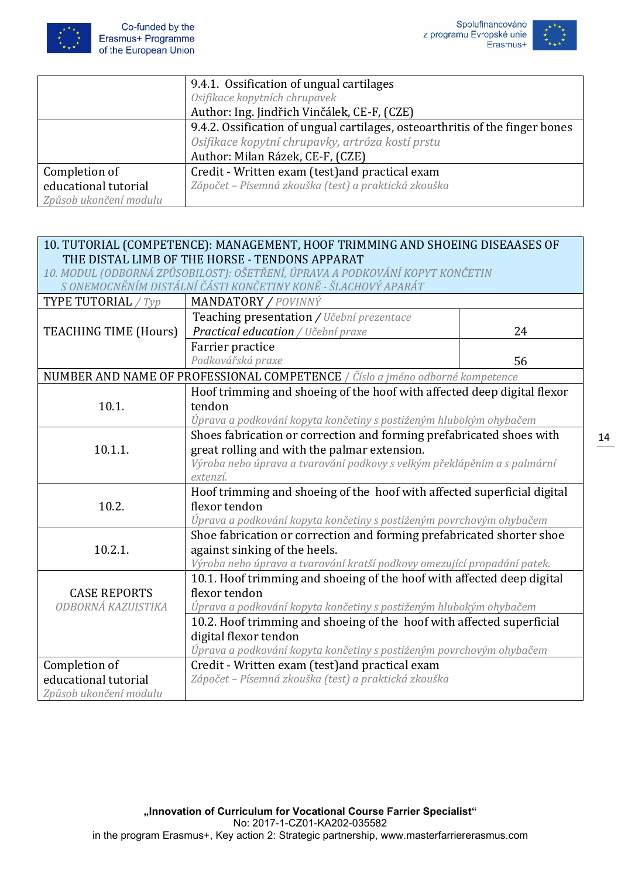| | |
|---|---|
| | 9.4.1. Ossification of ungual cartilages<br>*Osifikace kopytních chrupavek*<br>Author: Ing. Jindřich Vinčálek, CE-F, (CZE) |
| | 9.4.2. Ossification of ungual cartilages, osteoarthritis of the finger bones<br>*Osifikace kopytní chrupavky, artróza kostí prstu*<br>Author: Milan Rázek, CE-F, (CZE) |
| Completion of educational tutorial<br>*Způsob ukončení modulu* | Credit - Written exam (test)and practical exam<br>*Zápočet – Písemná zkouška (test) a praktická zkouška* |

| 10. TUTORIAL (COMPETENCE): MANAGEMENT, HOOF TRIMMING AND SHOEING DISEAASES OF THE DISTAL LIMB OF THE HORSE - TENDONS APPARAT<br>*10. MODUL (ODBORNÁ ZPŮSOBILOST): OŠETŘENÍ, ÚPRAVA A PODKOVÁNÍ KOPYT KONČETIN S ONEMOCNĚNÍM DISTÁLNÍ ČÁSTI KONČETINY KONĚ - ŠLACHOVÝ APARÁT* | | |
|---|---|---|
| TYPE TUTORIAL / *Typ* | MANDATORY / *POVINNÝ* | |
| TEACHING TIME (Hours) | Teaching presentation / *Učební prezentace*<br>*Practical education* / *Učební praxe* | 24 |
| | Farrier practice<br>*Podkovářská praxe* | 56 |
| NUMBER AND NAME OF PROFESSIONAL COMPETENCE / *Číslo a jméno odborné kompetence* | | |
| 10.1. | Hoof trimming and shoeing of the hoof with affected deep digital flexor tendon<br>*Úprava a podkování kopyta končetiny s postiženým hlubokým ohybačem* | |
| 10.1.1. | Shoes fabrication or correction and forming prefabricated shoes with great rolling and with the palmar extension.<br>*Výroba nebo úprava a tvarování podkovy s velkým překlápěním a s palmární extenzí.* | |
| 10.2. | Hoof trimming and shoeing of the hoof with affected superficial digital flexor tendon<br>*Úprava a podkování kopyta končetiny s postiženým povrchovým ohybačem* | |
| 10.2.1. | Shoe fabrication or correction and forming prefabricated shorter shoe against sinking of the heels.<br>*Výroba nebo úprava a tvarování kratší podkovy omezující propadání patek.* | |
| CASE REPORTS<br>*ODBORNÁ KAZUISTIKA* | 10.1. Hoof trimming and shoeing of the hoof with affected deep digital flexor tendon<br>*Úprava a podkování kopyta končetiny s postiženým hlubokým ohybačem* | |
| | 10.2. Hoof trimming and shoeing of the hoof with affected superficial digital flexor tendon<br>*Úprava a podkování kopyta končetiny s postiženým povrchovým ohybačem* | |
| Completion of educational tutorial<br>*Způsob ukončení modulu* | Credit - Written exam (test)and practical exam<br>*Zápočet – Písemná zkouška (test) a praktická zkouška* | |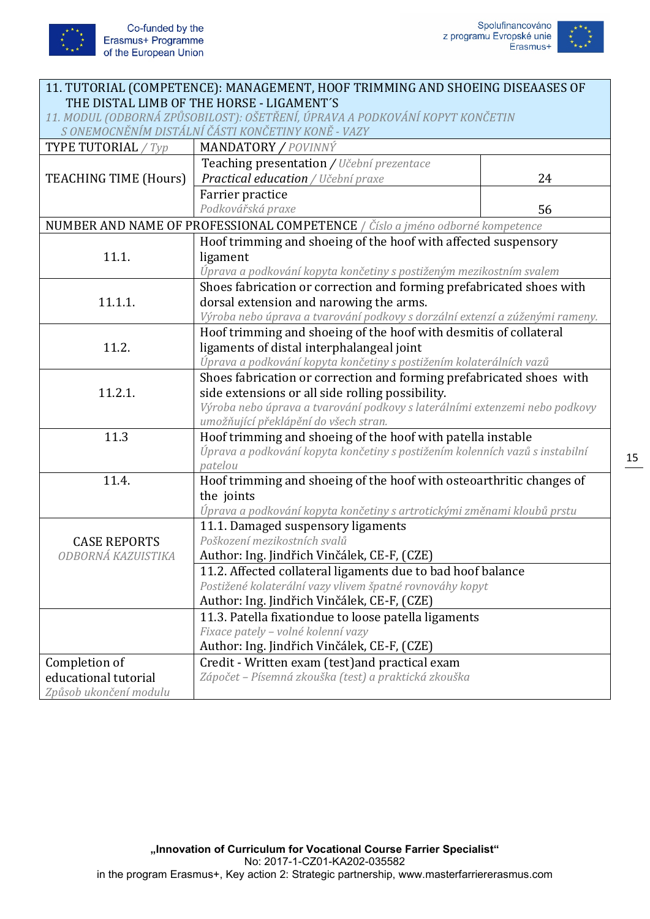| 11. TUTORIAL (COMPETENCE): MANAGEMENT, HOOF TRIMMING AND SHOEING DISEAASES OF THE DISTAL LIMB OF THE HORSE - LIGAMENT´S<br>*11. MODUL (ODBORNÁ ZPŮSOBILOST): OŠETŘENÍ, ÚPRAVA A PODKOVÁNÍ KOPYT KONČETIN S ONEMOCNĚNÍM DISTÁLNÍ ČÁSTI KONČETINY KONĚ - VAZY* | | |
|---|---|---|
| TYPE TUTORIAL / *Typ* | MANDATORY / *POVINNÝ* | |
| TEACHING TIME (Hours) | Teaching presentation / *Učební prezentace*<br>*Practical education* / *Učební praxe* | 24 |
| | Farrier practice<br>*Podkovářská praxe* | 56 |
| NUMBER AND NAME OF PROFESSIONAL COMPETENCE / *Číslo a jméno odborné kompetence* | | |
| 11.1. | Hoof trimming and shoeing of the hoof with affected suspensory ligament<br>*Úprava a podkování kopyta končetiny s postiženým mezikostním svalem* | |
| 11.1.1. | Shoes fabrication or correction and forming prefabricated shoes with dorsal extension and narowing the arms.<br>*Výroba nebo úprava a tvarování podkovy s dorzální extenzí a zúženými rameny.* | |
| 11.2. | Hoof trimming and shoeing of the hoof with desmitis of collateral ligaments of distal interphalangeal joint<br>*Úprava a podkování kopyta končetiny s postižením kolaterálních vazů* | |
| 11.2.1. | Shoes fabrication or correction and forming prefabricated shoes with side extensions or all side rolling possibility.<br>*Výroba nebo úprava a tvarování podkovy s laterálními extenzemi nebo podkovy umožňující překlápění do všech stran.* | |
| 11.3 | Hoof trimming and shoeing of the hoof with patella instable<br>*Úprava a podkování kopyta končetiny s postižením kolenních vazů s instabilní patelou* | |
| 11.4. | Hoof trimming and shoeing of the hoof with osteoarthritic changes of the joints<br>*Úprava a podkování kopyta končetiny s artrotickými změnami kloubů prstu* | |
| CASE REPORTS<br>*ODBORNÁ KAZUISTIKA* | 11.1. Damaged suspensory ligaments<br>*Poškození mezikostních svalů*<br>Author: Ing. Jindřich Vinčálek, CE-F, (CZE) | |
| | 11.2. Affected collateral ligaments due to bad hoof balance<br>*Postižené kolaterální vazy vlivem špatné rovnováhy kopyt*<br>Author: Ing. Jindřich Vinčálek, CE-F, (CZE) | |
| | 11.3. Patella fixationdue to loose patella ligaments<br>*Fixace pately – volné kolenní vazy*<br>Author: Ing. Jindřich Vinčálek, CE-F, (CZE) | |
| Completion of educational tutorial<br>*Způsob ukončení modulu* | Credit - Written exam (test)and practical exam<br>*Zápočet – Písemná zkouška (test) a praktická zkouška* | |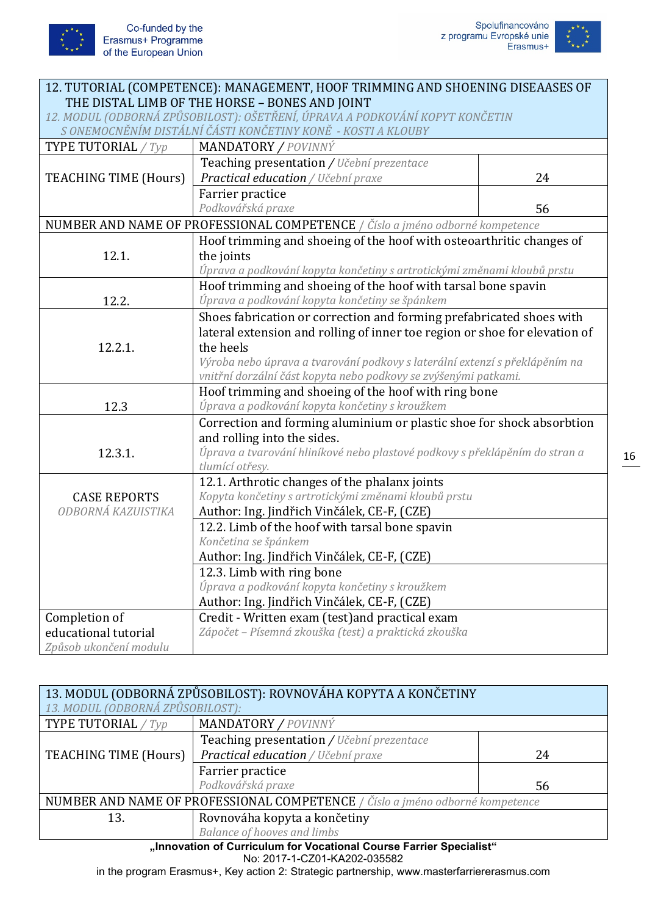| 12. TUTORIAL (COMPETENCE): MANAGEMENT, HOOF TRIMMING AND SHOENING DISEAASES OF THE DISTAL LIMB OF THE HORSE – BONES AND JOINT<br>*12. MODUL (ODBORNÁ ZPŮSOBILOST): OŠETŘENÍ, ÚPRAVA A PODKOVÁNÍ KOPYT KONČETIN S ONEMOCNĚNÍM DISTÁLNÍ ČÁSTI KONČETINY KONĚ - KOSTI A KLOUBY* | | |
|---|---|---|
| TYPE TUTORIAL / *Typ* | MANDATORY / *POVINNÝ* | |
| TEACHING TIME (Hours) | Teaching presentation / *Učební prezentace*<br>*Practical education* / *Učební praxe* | 24 |
| | Farrier practice<br>*Podkovářská praxe* | 56 |
| NUMBER AND NAME OF PROFESSIONAL COMPETENCE / *Číslo a jméno odborné kompetence* | | |
| 12.1. | Hoof trimming and shoeing of the hoof with osteoarthritic changes of the joints<br>*Úprava a podkování kopyta končetiny s artrotickými změnami kloubů prstu* | |
| 12.2. | Hoof trimming and shoeing of the hoof with tarsal bone spavin<br>*Úprava a podkování kopyta končetiny se špánkem* | |
| 12.2.1. | Shoes fabrication or correction and forming prefabricated shoes with lateral extension and rolling of inner toe region or shoe for elevation of the heels<br>*Výroba nebo úprava a tvarování podkovy s laterální extenzí s překlápěním na vnitřní dorzální část kopyta nebo podkovy se zvýšenými patkami.* | |
| 12.3 | Hoof trimming and shoeing of the hoof with ring bone<br>*Úprava a podkování kopyta končetiny s kroužkem* | |
| 12.3.1. | Correction and forming aluminium or plastic shoe for shock absorbtion and rolling into the sides.<br>*Úprava a tvarování hliníkové nebo plastové podkovy s překlápěním do stran a tlumící otřesy.* | |
| CASE REPORTS<br>*ODBORNÁ KAZUISTIKA* | 12.1. Arthrotic changes of the phalanx joints<br>*Kopyta končetiny s artrotickými změnami kloubů prstu*<br>Author: Ing. Jindřich Vinčálek, CE-F, (CZE) | |
| | 12.2. Limb of the hoof with tarsal bone spavin<br>*Končetina se špánkem*<br>Author: Ing. Jindřich Vinčálek, CE-F, (CZE) | |
| | 12.3. Limb with ring bone<br>*Úprava a podkování kopyta končetiny s kroužkem*<br>Author: Ing. Jindřich Vinčálek, CE-F, (CZE) | |
| Completion of educational tutorial<br>*Způsob ukončení modulu* | Credit - Written exam (test)and practical exam<br>*Zápočet – Písemná zkouška (test) a praktická zkouška* | |

| 13. MODUL (ODBORNÁ ZPŮSOBILOST): ROVNOVÁHA KOPYTA A KONČETINY<br>*13. MODUL (ODBORNÁ ZPŮSOBILOST):* | | |
|---|---|---|
| TYPE TUTORIAL / *Typ* | MANDATORY / *POVINNÝ* | |
| TEACHING TIME (Hours) | Teaching presentation / *Učební prezentace*<br>*Practical education* / *Učební praxe* | 24 |
| | Farrier practice<br>*Podkovářská praxe* | 56 |
| NUMBER AND NAME OF PROFESSIONAL COMPETENCE / *Číslo a jméno odborné kompetence* | | |
| 13. | Rovnováha kopyta a končetiny<br>*Balance of hooves and limbs* | |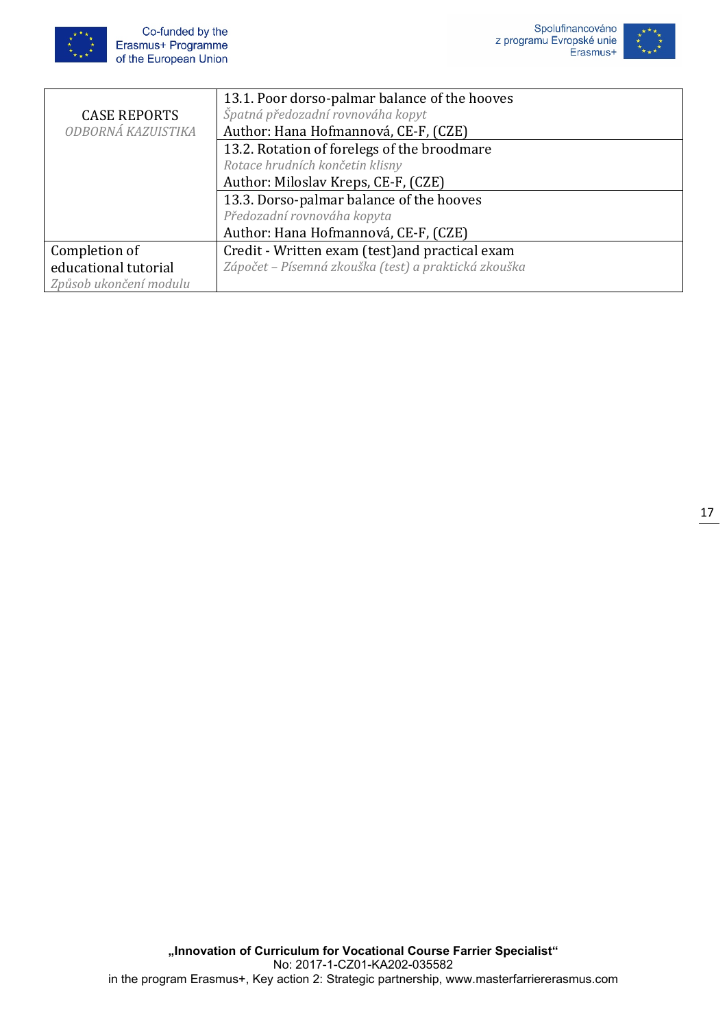| | |
|---|---|
| CASE REPORTS<br>*ODBORNÁ KAZUISTIKA* | 13.1. Poor dorso-palmar balance of the hooves<br>*Špatná předozadní rovnováha kopyt*<br>Author: Hana Hofmannová, CE-F, (CZE) |
| | 13.2. Rotation of forelegs of the broodmare<br>*Rotace hrudních končetin klisny*<br>Author: Miloslav Kreps, CE-F, (CZE) |
| | 13.3. Dorso-palmar balance of the hooves<br>*Předozadní rovnováha kopyta*<br>Author: Hana Hofmannová, CE-F, (CZE) |
| Completion of educational tutorial<br>*Způsob ukončení modulu* | Credit - Written exam (test)and practical exam<br>*Zápočet – Písemná zkouška (test) a praktická zkouška* |